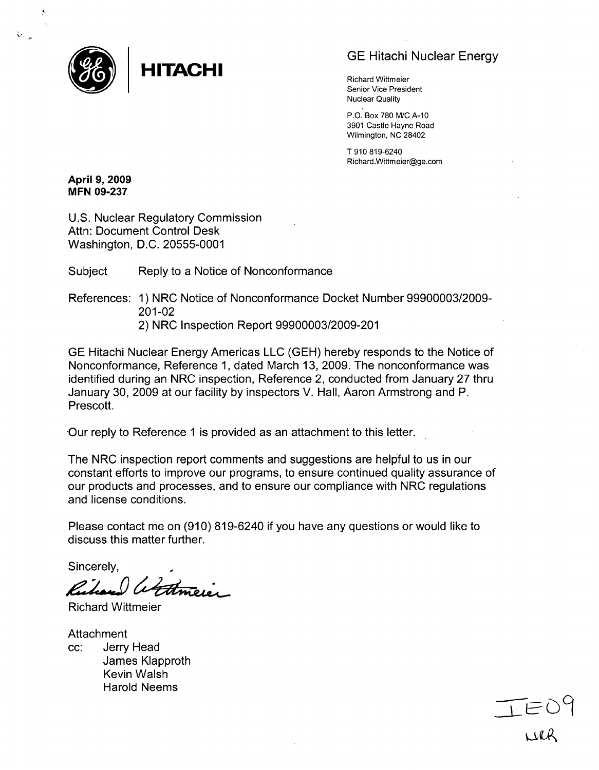**HITACHI**

GE Hitachi Nuclear Energy

Richard Wittmeier
Senior Vice President
Nuclear Quality

P.O. Box 780 M/C A-10
3901 Castle Hayne Road
Wilmington, NC 28402

T 910 819-6240
Richard.Wittmeier@ge.com

**April 9, 2009**
**MFN 09-237**

U.S. Nuclear Regulatory Commission
Attn: Document Control Desk
Washington, D.C. 20555-0001

Subject Reply to a Notice of Nonconformance

References: 1) NRC Notice of Nonconformance Docket Number 99900003/2009-201-02
2) NRC Inspection Report 99900003/2009-201

GE Hitachi Nuclear Energy Americas LLC (GEH) hereby responds to the Notice of Nonconformance, Reference 1, dated March 13, 2009. The nonconformance was identified during an NRC inspection, Reference 2, conducted from January 27 thru January 30, 2009 at our facility by inspectors V. Hall, Aaron Armstrong and P. Prescott.

Our reply to Reference 1 is provided as an attachment to this letter.

The NRC inspection report comments and suggestions are helpful to us in our constant efforts to improve our programs, to ensure continued quality assurance of our products and processes, and to ensure our compliance with NRC regulations and license conditions.

Please contact me on (910) 819-6240 if you have any questions or would like to discuss this matter further.

Sincerely,

Richard Wittmeier

Attachment
cc: Jerry Head
James Klapproth
Kevin Walsh
Harold Neems

IE09
NRR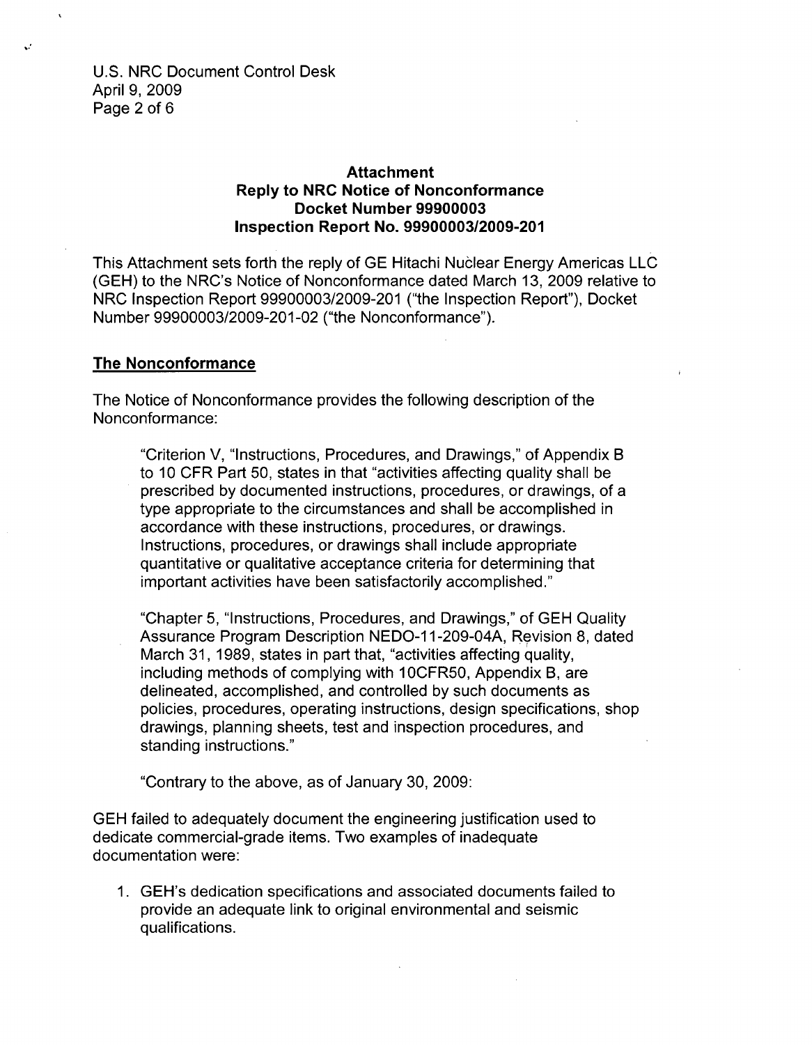**Attachment**
**Reply to NRC Notice of Nonconformance**
**Docket Number 99900003**
**Inspection Report No. 99900003/2009-201**

This Attachment sets forth the reply of GE Hitachi Nuclear Energy Americas LLC (GEH) to the NRC's Notice of Nonconformance dated March 13, 2009 relative to NRC Inspection Report 99900003/2009-201 ("the Inspection Report"), Docket Number 99900003/2009-201-02 ("the Nonconformance").

## The Nonconformance

The Notice of Nonconformance provides the following description of the Nonconformance:

> "Criterion V, "Instructions, Procedures, and Drawings," of Appendix B to 10 CFR Part 50, states in that "activities affecting quality shall be prescribed by documented instructions, procedures, or drawings, of a type appropriate to the circumstances and shall be accomplished in accordance with these instructions, procedures, or drawings. Instructions, procedures, or drawings shall include appropriate quantitative or qualitative acceptance criteria for determining that important activities have been satisfactorily accomplished."
>
> "Chapter 5, "Instructions, Procedures, and Drawings," of GEH Quality Assurance Program Description NEDO-11-209-04A, Revision 8, dated March 31, 1989, states in part that, "activities affecting quality, including methods of complying with 10CFR50, Appendix B, are delineated, accomplished, and controlled by such documents as policies, procedures, operating instructions, design specifications, shop drawings, planning sheets, test and inspection procedures, and standing instructions."
>
> "Contrary to the above, as of January 30, 2009:

GEH failed to adequately document the engineering justification used to dedicate commercial-grade items. Two examples of inadequate documentation were:

1. GEH's dedication specifications and associated documents failed to provide an adequate link to original environmental and seismic qualifications.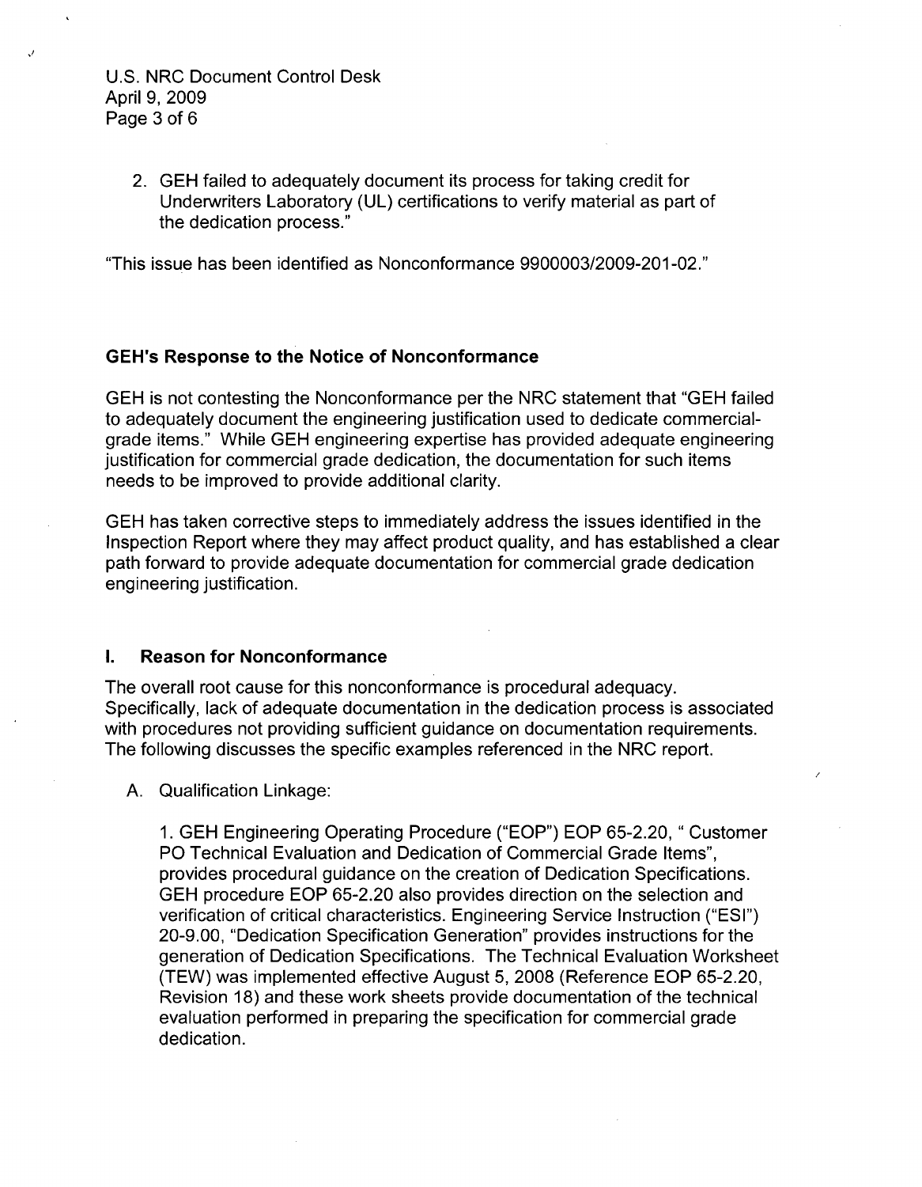2. GEH failed to adequately document its process for taking credit for Underwriters Laboratory (UL) certifications to verify material as part of the dedication process."

"This issue has been identified as Nonconformance 9900003/2009-201-02."

## GEH's Response to the Notice of Nonconformance

GEH is not contesting the Nonconformance per the NRC statement that "GEH failed to adequately document the engineering justification used to dedicate commercial-grade items." While GEH engineering expertise has provided adequate engineering justification for commercial grade dedication, the documentation for such items needs to be improved to provide additional clarity.

GEH has taken corrective steps to immediately address the issues identified in the Inspection Report where they may affect product quality, and has established a clear path forward to provide adequate documentation for commercial grade dedication engineering justification.

## I. Reason for Nonconformance

The overall root cause for this nonconformance is procedural adequacy. Specifically, lack of adequate documentation in the dedication process is associated with procedures not providing sufficient guidance on documentation requirements. The following discusses the specific examples referenced in the NRC report.

A. Qualification Linkage:

1. GEH Engineering Operating Procedure ("EOP") EOP 65-2.20, " Customer PO Technical Evaluation and Dedication of Commercial Grade Items", provides procedural guidance on the creation of Dedication Specifications. GEH procedure EOP 65-2.20 also provides direction on the selection and verification of critical characteristics. Engineering Service Instruction ("ESI") 20-9.00, "Dedication Specification Generation" provides instructions for the generation of Dedication Specifications. The Technical Evaluation Worksheet (TEW) was implemented effective August 5, 2008 (Reference EOP 65-2.20, Revision 18) and these work sheets provide documentation of the technical evaluation performed in preparing the specification for commercial grade dedication.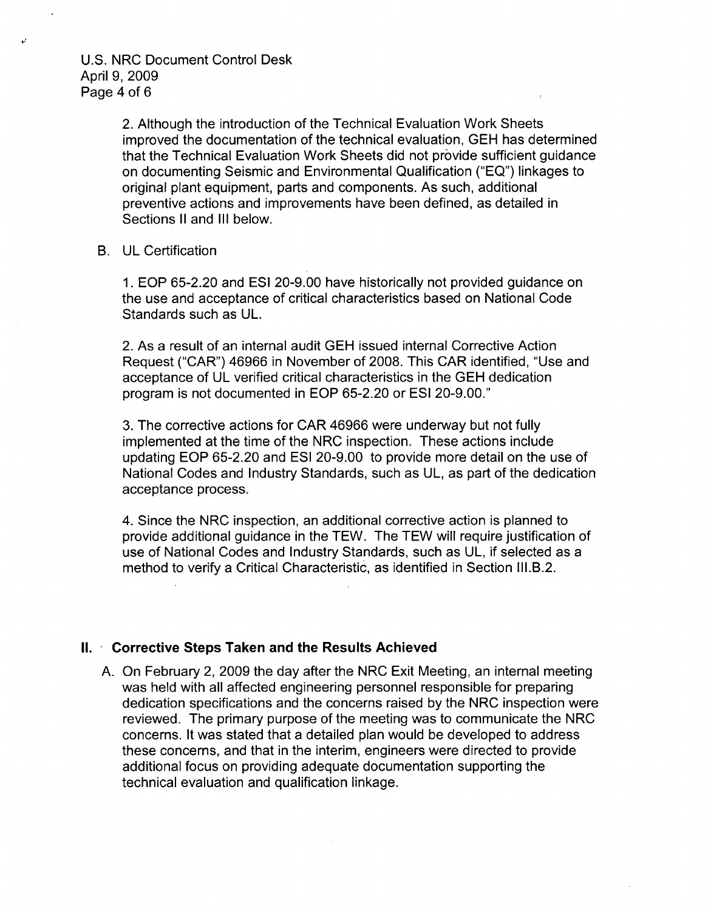2. Although the introduction of the Technical Evaluation Work Sheets improved the documentation of the technical evaluation, GEH has determined that the Technical Evaluation Work Sheets did not provide sufficient guidance on documenting Seismic and Environmental Qualification ("EQ") linkages to original plant equipment, parts and components. As such, additional preventive actions and improvements have been defined, as detailed in Sections II and III below.

B. UL Certification

1. EOP 65-2.20 and ESI 20-9.00 have historically not provided guidance on the use and acceptance of critical characteristics based on National Code Standards such as UL.

2. As a result of an internal audit GEH issued internal Corrective Action Request ("CAR") 46966 in November of 2008. This CAR identified, "Use and acceptance of UL verified critical characteristics in the GEH dedication program is not documented in EOP 65-2.20 or ESI 20-9.00."

3. The corrective actions for CAR 46966 were underway but not fully implemented at the time of the NRC inspection. These actions include updating EOP 65-2.20 and ESI 20-9.00 to provide more detail on the use of National Codes and Industry Standards, such as UL, as part of the dedication acceptance process.

4. Since the NRC inspection, an additional corrective action is planned to provide additional guidance in the TEW. The TEW will require justification of use of National Codes and Industry Standards, such as UL, if selected as a method to verify a Critical Characteristic, as identified in Section III.B.2.

## II. Corrective Steps Taken and the Results Achieved

A. On February 2, 2009 the day after the NRC Exit Meeting, an internal meeting was held with all affected engineering personnel responsible for preparing dedication specifications and the concerns raised by the NRC inspection were reviewed. The primary purpose of the meeting was to communicate the NRC concerns. It was stated that a detailed plan would be developed to address these concerns, and that in the interim, engineers were directed to provide additional focus on providing adequate documentation supporting the technical evaluation and qualification linkage.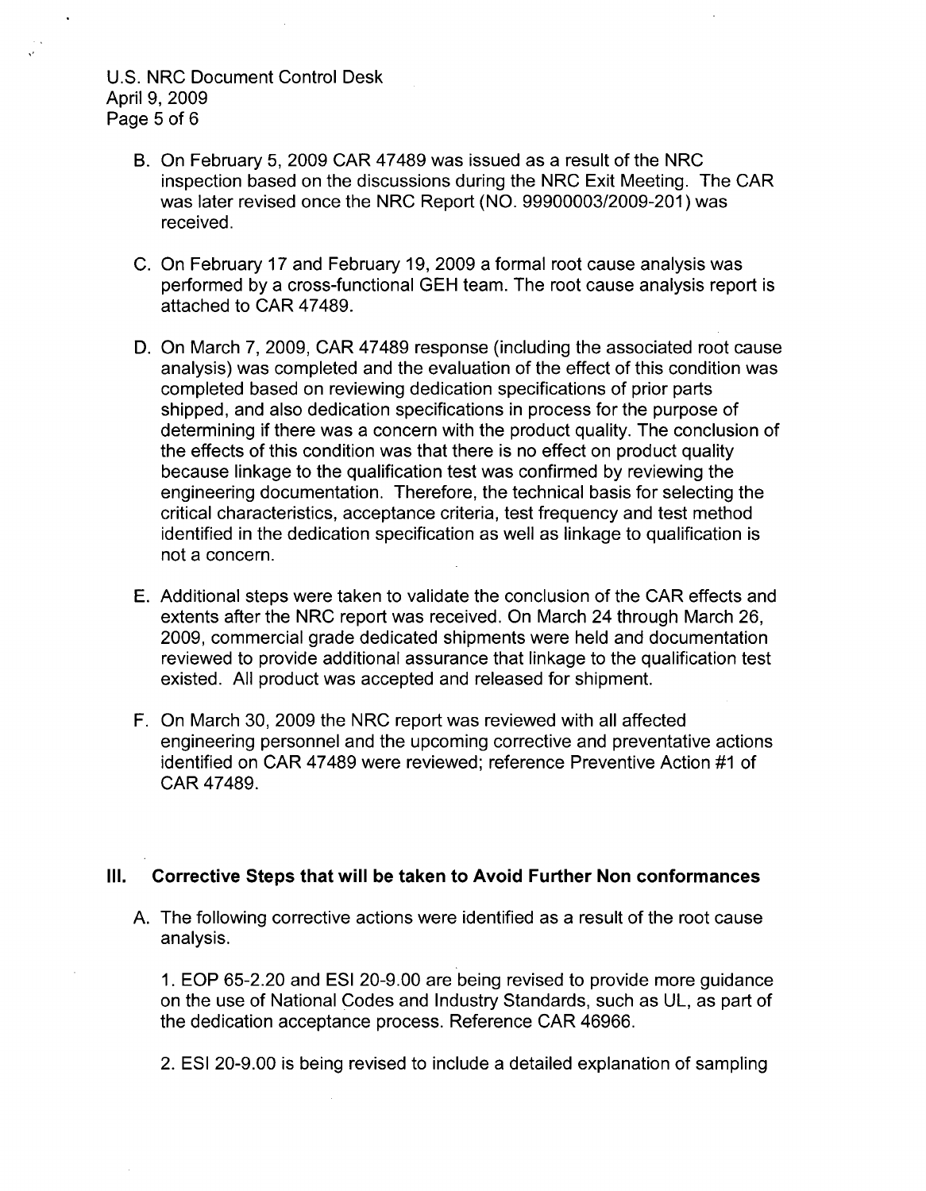B. On February 5, 2009 CAR 47489 was issued as a result of the NRC inspection based on the discussions during the NRC Exit Meeting. The CAR was later revised once the NRC Report (NO. 99900003/2009-201) was received.

C. On February 17 and February 19, 2009 a formal root cause analysis was performed by a cross-functional GEH team. The root cause analysis report is attached to CAR 47489.

D. On March 7, 2009, CAR 47489 response (including the associated root cause analysis) was completed and the evaluation of the effect of this condition was completed based on reviewing dedication specifications of prior parts shipped, and also dedication specifications in process for the purpose of determining if there was a concern with the product quality. The conclusion of the effects of this condition was that there is no effect on product quality because linkage to the qualification test was confirmed by reviewing the engineering documentation. Therefore, the technical basis for selecting the critical characteristics, acceptance criteria, test frequency and test method identified in the dedication specification as well as linkage to qualification is not a concern.

E. Additional steps were taken to validate the conclusion of the CAR effects and extents after the NRC report was received. On March 24 through March 26, 2009, commercial grade dedicated shipments were held and documentation reviewed to provide additional assurance that linkage to the qualification test existed. All product was accepted and released for shipment.

F. On March 30, 2009 the NRC report was reviewed with all affected engineering personnel and the upcoming corrective and preventative actions identified on CAR 47489 were reviewed; reference Preventive Action #1 of CAR 47489.

## III. Corrective Steps that will be taken to Avoid Further Non conformances

A. The following corrective actions were identified as a result of the root cause analysis.

1. EOP 65-2.20 and ESI 20-9.00 are being revised to provide more guidance on the use of National Codes and Industry Standards, such as UL, as part of the dedication acceptance process. Reference CAR 46966.

2. ESI 20-9.00 is being revised to include a detailed explanation of sampling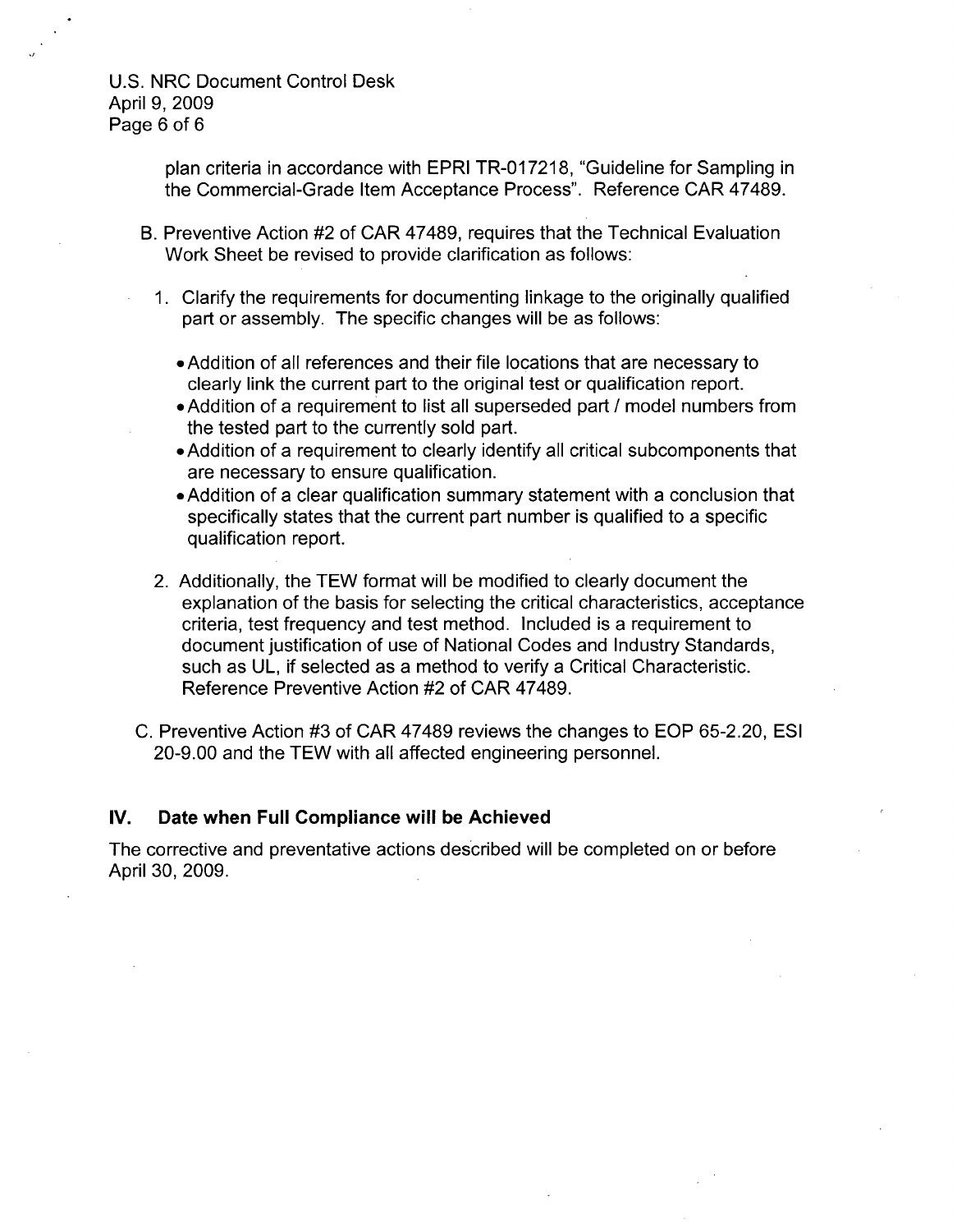plan criteria in accordance with EPRI TR-017218, "Guideline for Sampling in the Commercial-Grade Item Acceptance Process". Reference CAR 47489.

B. Preventive Action #2 of CAR 47489, requires that the Technical Evaluation Work Sheet be revised to provide clarification as follows:

1. Clarify the requirements for documenting linkage to the originally qualified part or assembly. The specific changes will be as follows:

   - Addition of all references and their file locations that are necessary to clearly link the current part to the original test or qualification report.
   - Addition of a requirement to list all superseded part / model numbers from the tested part to the currently sold part.
   - Addition of a requirement to clearly identify all critical subcomponents that are necessary to ensure qualification.
   - Addition of a clear qualification summary statement with a conclusion that specifically states that the current part number is qualified to a specific qualification report.

2. Additionally, the TEW format will be modified to clearly document the explanation of the basis for selecting the critical characteristics, acceptance criteria, test frequency and test method. Included is a requirement to document justification of use of National Codes and Industry Standards, such as UL, if selected as a method to verify a Critical Characteristic. Reference Preventive Action #2 of CAR 47489.

C. Preventive Action #3 of CAR 47489 reviews the changes to EOP 65-2.20, ESI 20-9.00 and the TEW with all affected engineering personnel.

## IV. Date when Full Compliance will be Achieved

The corrective and preventative actions described will be completed on or before April 30, 2009.